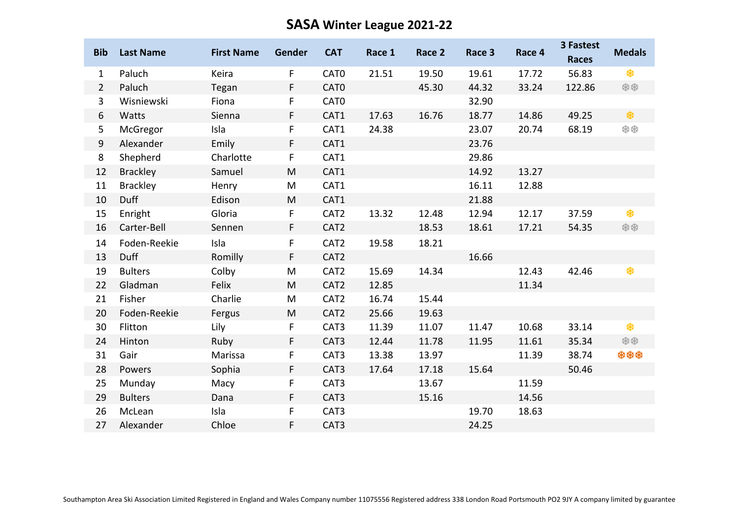# SASA Winter League 2021-22

| Bib | Last Name | First Name | Gender | CAT | Race 1 | Race 2 | Race 3 | Race 4 | 3 Fastest Races | Medals |
|---|---|---|---|---|---|---|---|---|---|---|
| 1 | Paluch | Keira | F | CAT0 | 21.51 | 19.50 | 19.61 | 17.72 | 56.83 | ❄ |
| 2 | Paluch | Tegan | F | CAT0 | | 45.30 | 44.32 | 33.24 | 122.86 | ❄❄ |
| 3 | Wisniewski | Fiona | F | CAT0 | | | 32.90 | | | |
| 6 | Watts | Sienna | F | CAT1 | 17.63 | 16.76 | 18.77 | 14.86 | 49.25 | ❄ |
| 5 | McGregor | Isla | F | CAT1 | 24.38 | | 23.07 | 20.74 | 68.19 | ❄❄ |
| 9 | Alexander | Emily | F | CAT1 | | | 23.76 | | | |
| 8 | Shepherd | Charlotte | F | CAT1 | | | 29.86 | | | |
| 12 | Brackley | Samuel | M | CAT1 | | | 14.92 | 13.27 | | |
| 11 | Brackley | Henry | M | CAT1 | | | 16.11 | 12.88 | | |
| 10 | Duff | Edison | M | CAT1 | | | 21.88 | | | |
| 15 | Enright | Gloria | F | CAT2 | 13.32 | 12.48 | 12.94 | 12.17 | 37.59 | ❄ |
| 16 | Carter-Bell | Sennen | F | CAT2 | | 18.53 | 18.61 | 17.21 | 54.35 | ❄❄ |
| 14 | Foden-Reekie | Isla | F | CAT2 | 19.58 | 18.21 | | | | |
| 13 | Duff | Romilly | F | CAT2 | | | 16.66 | | | |
| 19 | Bulters | Colby | M | CAT2 | 15.69 | 14.34 | | 12.43 | 42.46 | ❄ |
| 22 | Gladman | Felix | M | CAT2 | 12.85 | | | 11.34 | | |
| 21 | Fisher | Charlie | M | CAT2 | 16.74 | 15.44 | | | | |
| 20 | Foden-Reekie | Fergus | M | CAT2 | 25.66 | 19.63 | | | | |
| 30 | Flitton | Lily | F | CAT3 | 11.39 | 11.07 | 11.47 | 10.68 | 33.14 | ❄ |
| 24 | Hinton | Ruby | F | CAT3 | 12.44 | 11.78 | 11.95 | 11.61 | 35.34 | ❄❄ |
| 31 | Gair | Marissa | F | CAT3 | 13.38 | 13.97 | | 11.39 | 38.74 | ❄❄❄ |
| 28 | Powers | Sophia | F | CAT3 | 17.64 | 17.18 | 15.64 | | 50.46 | |
| 25 | Munday | Macy | F | CAT3 | | 13.67 | | 11.59 | | |
| 29 | Bulters | Dana | F | CAT3 | | 15.16 | | 14.56 | | |
| 26 | McLean | Isla | F | CAT3 | | | 19.70 | 18.63 | | |
| 27 | Alexander | Chloe | F | CAT3 | | | 24.25 | | | |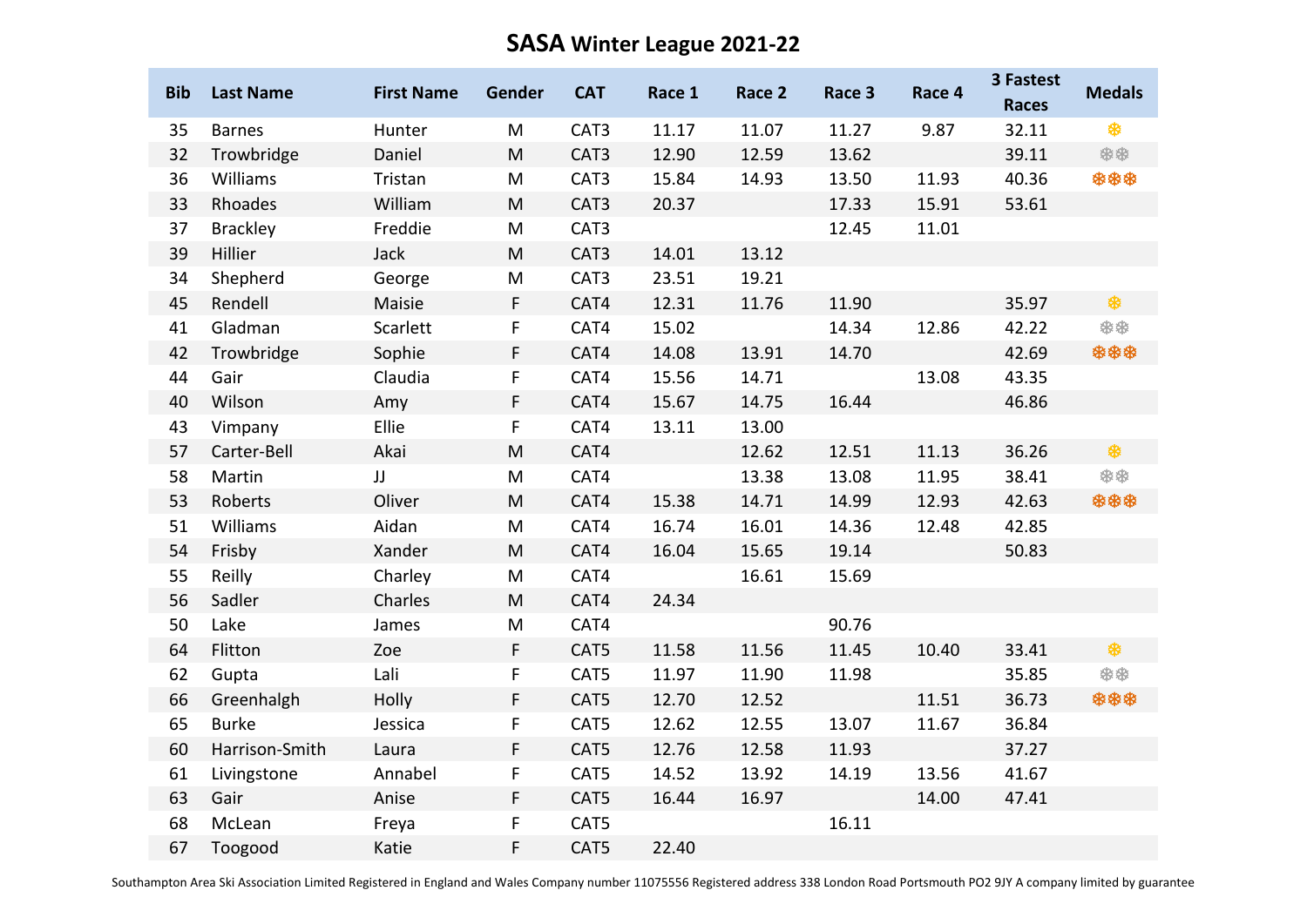# SASA Winter League 2021-22

| Bib | Last Name | First Name | Gender | CAT | Race 1 | Race 2 | Race 3 | Race 4 | 3 Fastest Races | Medals |
|---|---|---|---|---|---|---|---|---|---|---|
| 35 | Barnes | Hunter | M | CAT3 | 11.17 | 11.07 | 11.27 | 9.87 | 32.11 | ❄ |
| 32 | Trowbridge | Daniel | M | CAT3 | 12.90 | 12.59 | 13.62 | | 39.11 | ❄❄ |
| 36 | Williams | Tristan | M | CAT3 | 15.84 | 14.93 | 13.50 | 11.93 | 40.36 | ❄❄❄ |
| 33 | Rhoades | William | M | CAT3 | 20.37 | | 17.33 | 15.91 | 53.61 | |
| 37 | Brackley | Freddie | M | CAT3 | | | 12.45 | 11.01 | | |
| 39 | Hillier | Jack | M | CAT3 | 14.01 | 13.12 | | | | |
| 34 | Shepherd | George | M | CAT3 | 23.51 | 19.21 | | | | |
| 45 | Rendell | Maisie | F | CAT4 | 12.31 | 11.76 | 11.90 | | 35.97 | ❄ |
| 41 | Gladman | Scarlett | F | CAT4 | 15.02 | | 14.34 | 12.86 | 42.22 | ❄❄ |
| 42 | Trowbridge | Sophie | F | CAT4 | 14.08 | 13.91 | 14.70 | | 42.69 | ❄❄❄ |
| 44 | Gair | Claudia | F | CAT4 | 15.56 | 14.71 | | 13.08 | 43.35 | |
| 40 | Wilson | Amy | F | CAT4 | 15.67 | 14.75 | 16.44 | | 46.86 | |
| 43 | Vimpany | Ellie | F | CAT4 | 13.11 | 13.00 | | | | |
| 57 | Carter-Bell | Akai | M | CAT4 | | 12.62 | 12.51 | 11.13 | 36.26 | ❄ |
| 58 | Martin | JJ | M | CAT4 | | 13.38 | 13.08 | 11.95 | 38.41 | ❄❄ |
| 53 | Roberts | Oliver | M | CAT4 | 15.38 | 14.71 | 14.99 | 12.93 | 42.63 | ❄❄❄ |
| 51 | Williams | Aidan | M | CAT4 | 16.74 | 16.01 | 14.36 | 12.48 | 42.85 | |
| 54 | Frisby | Xander | M | CAT4 | 16.04 | 15.65 | 19.14 | | 50.83 | |
| 55 | Reilly | Charley | M | CAT4 | | 16.61 | 15.69 | | | |
| 56 | Sadler | Charles | M | CAT4 | 24.34 | | | | | |
| 50 | Lake | James | M | CAT4 | | | 90.76 | | | |
| 64 | Flitton | Zoe | F | CAT5 | 11.58 | 11.56 | 11.45 | 10.40 | 33.41 | ❄ |
| 62 | Gupta | Lali | F | CAT5 | 11.97 | 11.90 | 11.98 | | 35.85 | ❄❄ |
| 66 | Greenhalgh | Holly | F | CAT5 | 12.70 | 12.52 | | 11.51 | 36.73 | ❄❄❄ |
| 65 | Burke | Jessica | F | CAT5 | 12.62 | 12.55 | 13.07 | 11.67 | 36.84 | |
| 60 | Harrison-Smith | Laura | F | CAT5 | 12.76 | 12.58 | 11.93 | | 37.27 | |
| 61 | Livingstone | Annabel | F | CAT5 | 14.52 | 13.92 | 14.19 | 13.56 | 41.67 | |
| 63 | Gair | Anise | F | CAT5 | 16.44 | 16.97 | | 14.00 | 47.41 | |
| 68 | McLean | Freya | F | CAT5 | | | 16.11 | | | |
| 67 | Toogood | Katie | F | CAT5 | 22.40 | | | | | |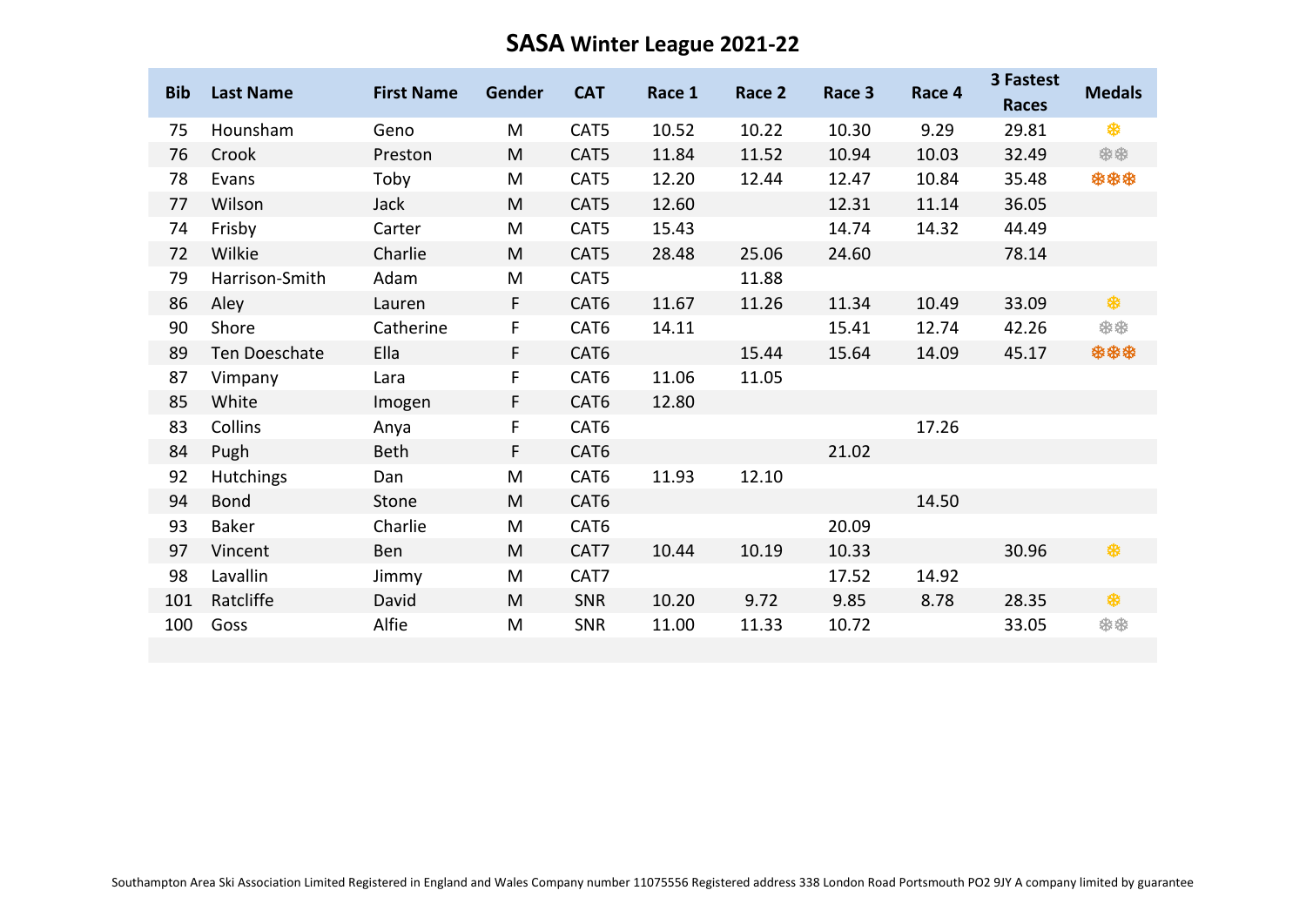# SASA Winter League 2021-22

| Bib | Last Name | First Name | Gender | CAT | Race 1 | Race 2 | Race 3 | Race 4 | 3 Fastest Races | Medals |
|---|---|---|---|---|---|---|---|---|---|---|
| 75 | Hounsham | Geno | M | CAT5 | 10.52 | 10.22 | 10.30 | 9.29 | 29.81 | ❄ |
| 76 | Crook | Preston | M | CAT5 | 11.84 | 11.52 | 10.94 | 10.03 | 32.49 | ❄❄ |
| 78 | Evans | Toby | M | CAT5 | 12.20 | 12.44 | 12.47 | 10.84 | 35.48 | ❄❄❄ |
| 77 | Wilson | Jack | M | CAT5 | 12.60 | | 12.31 | 11.14 | 36.05 | |
| 74 | Frisby | Carter | M | CAT5 | 15.43 | | 14.74 | 14.32 | 44.49 | |
| 72 | Wilkie | Charlie | M | CAT5 | 28.48 | 25.06 | 24.60 | | 78.14 | |
| 79 | Harrison-Smith | Adam | M | CAT5 | | 11.88 | | | | |
| 86 | Aley | Lauren | F | CAT6 | 11.67 | 11.26 | 11.34 | 10.49 | 33.09 | ❄ |
| 90 | Shore | Catherine | F | CAT6 | 14.11 | | 15.41 | 12.74 | 42.26 | ❄❄ |
| 89 | Ten Doeschate | Ella | F | CAT6 | | 15.44 | 15.64 | 14.09 | 45.17 | ❄❄❄ |
| 87 | Vimpany | Lara | F | CAT6 | 11.06 | 11.05 | | | | |
| 85 | White | Imogen | F | CAT6 | 12.80 | | | | | |
| 83 | Collins | Anya | F | CAT6 | | | | 17.26 | | |
| 84 | Pugh | Beth | F | CAT6 | | | 21.02 | | | |
| 92 | Hutchings | Dan | M | CAT6 | 11.93 | 12.10 | | | | |
| 94 | Bond | Stone | M | CAT6 | | | | 14.50 | | |
| 93 | Baker | Charlie | M | CAT6 | | | 20.09 | | | |
| 97 | Vincent | Ben | M | CAT7 | 10.44 | 10.19 | 10.33 | | 30.96 | ❄ |
| 98 | Lavallin | Jimmy | M | CAT7 | | | 17.52 | 14.92 | | |
| 101 | Ratcliffe | David | M | SNR | 10.20 | 9.72 | 9.85 | 8.78 | 28.35 | ❄ |
| 100 | Goss | Alfie | M | SNR | 11.00 | 11.33 | 10.72 | | 33.05 | ❄❄ |